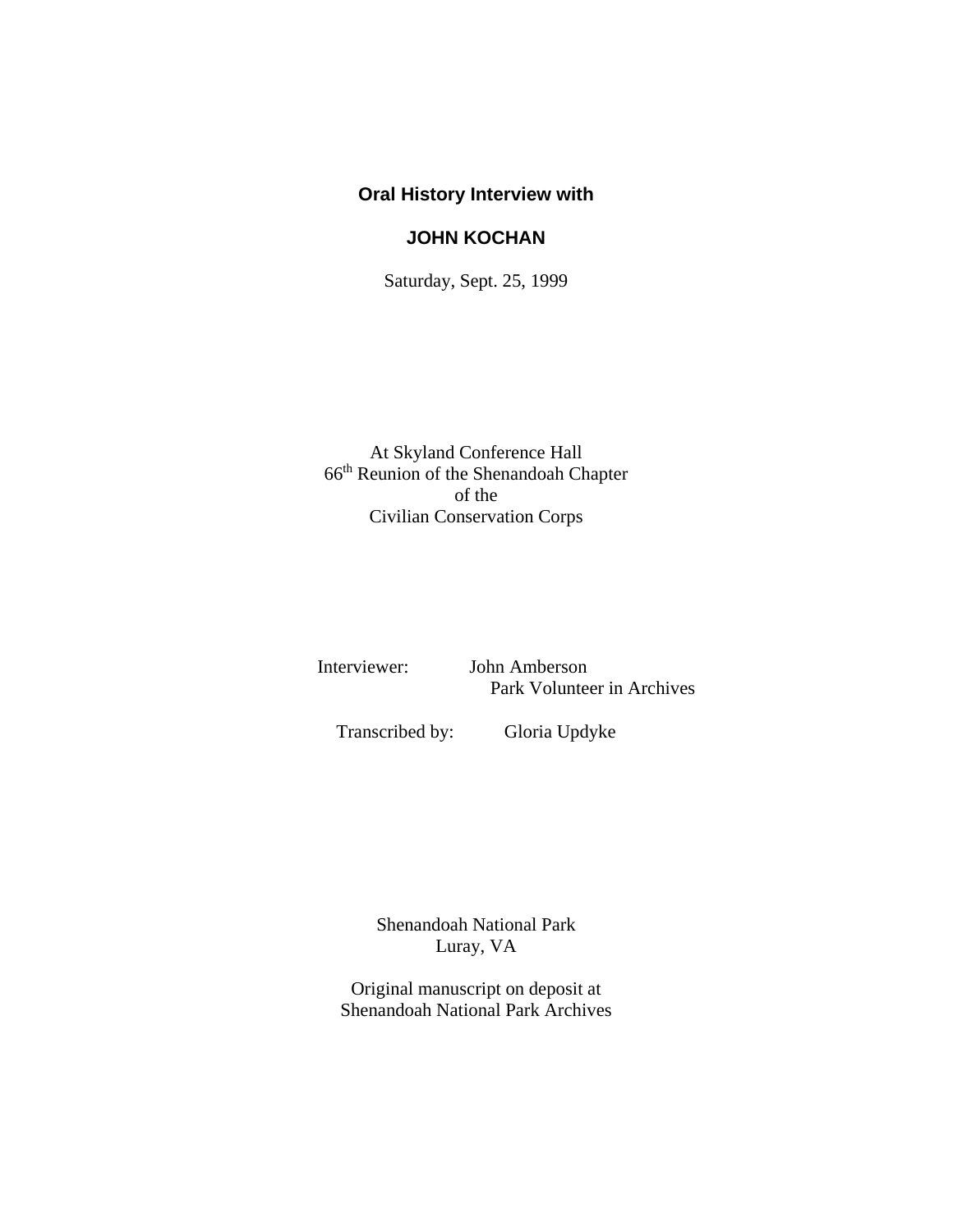**Oral History Interview with**

**JOHN KOCHAN**

Saturday, Sept. 25, 1999

At Skyland Conference Hall
66th Reunion of the Shenandoah Chapter
of the
Civilian Conservation Corps

Interviewer: John Amberson
Park Volunteer in Archives

Transcribed by: Gloria Updyke

Shenandoah National Park
Luray, VA

Original manuscript on deposit at
Shenandoah National Park Archives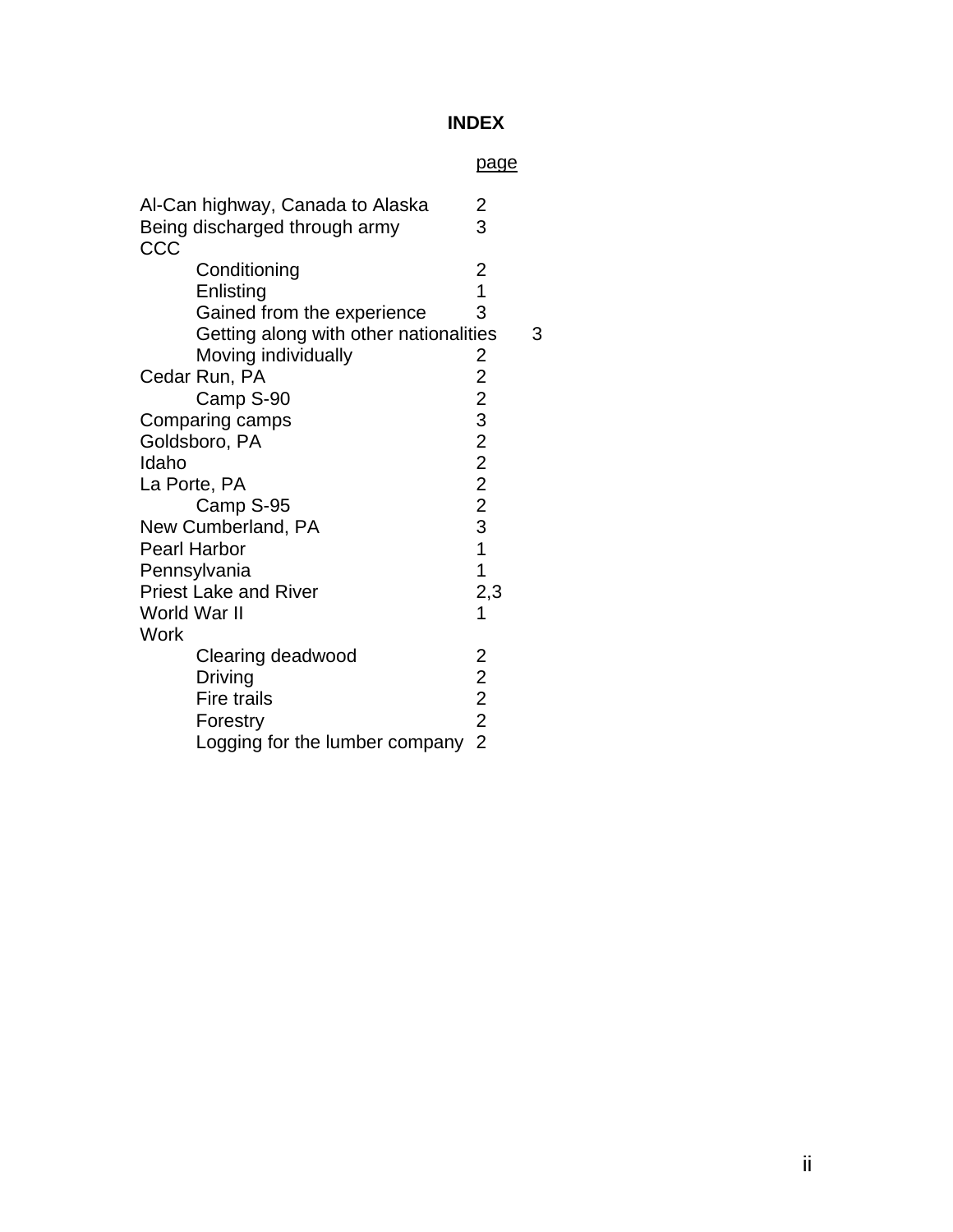# INDEX

| | page |
|---|---|
| Al-Can highway, Canada to Alaska | 2 |
| Being discharged through army | 3 |
| CCC | |
| Conditioning | 2 |
| Enlisting | 1 |
| Gained from the experience | 3 |
| Getting along with other nationalities | 3 |
| Moving individually | 2 |
| Cedar Run, PA | 2 |
| Camp S-90 | 2 |
| Comparing camps | 3 |
| Goldsboro, PA | 2 |
| Idaho | 2 |
| La Porte, PA | 2 |
| Camp S-95 | 2 |
| New Cumberland, PA | 3 |
| Pearl Harbor | 1 |
| Pennsylvania | 1 |
| Priest Lake and River | 2,3 |
| World War II | 1 |
| Work | |
| Clearing deadwood | 2 |
| Driving | 2 |
| Fire trails | 2 |
| Forestry | 2 |
| Logging for the lumber company | 2 |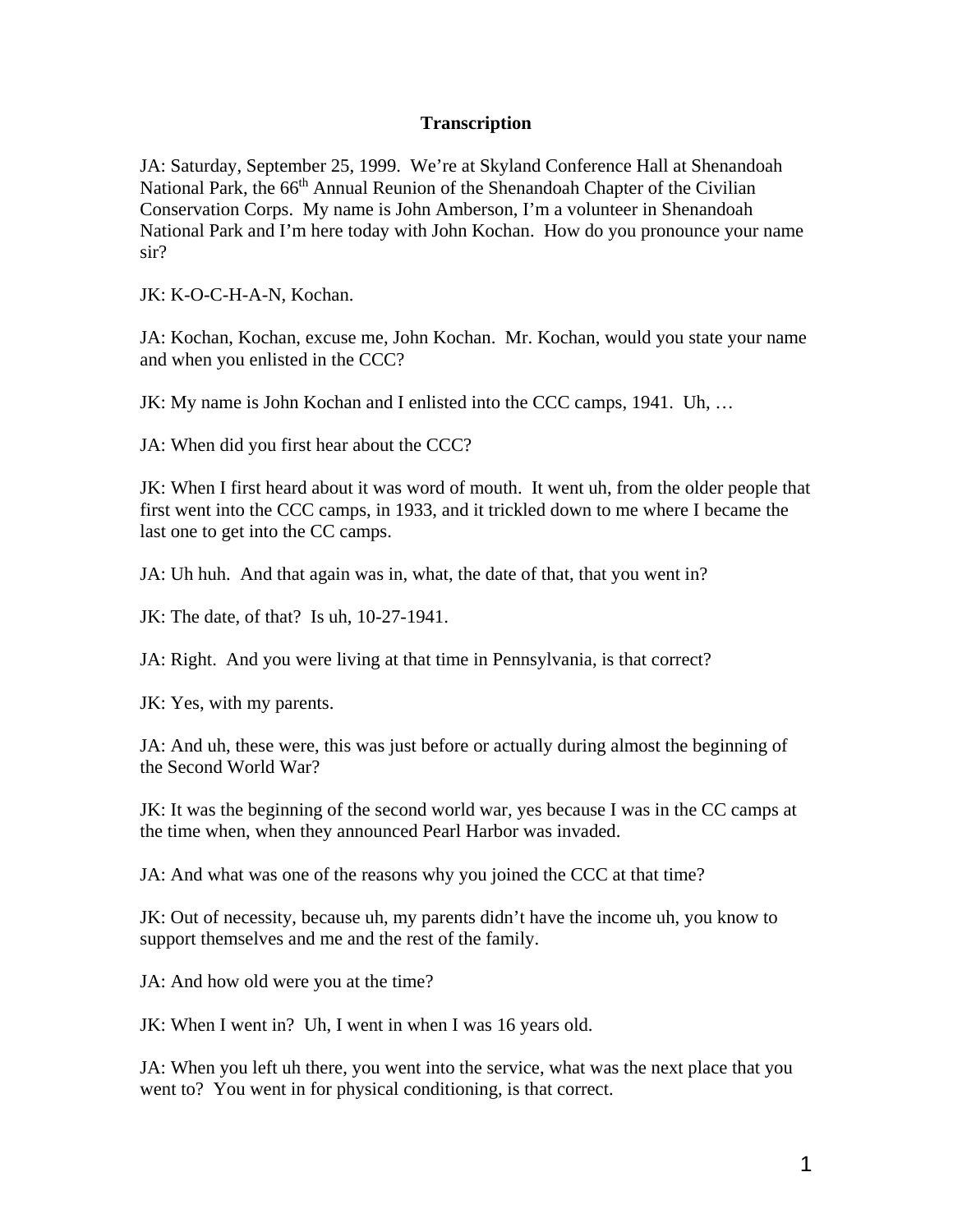## Transcription

JA: Saturday, September 25, 1999. We're at Skyland Conference Hall at Shenandoah National Park, the 66th Annual Reunion of the Shenandoah Chapter of the Civilian Conservation Corps. My name is John Amberson, I'm a volunteer in Shenandoah National Park and I'm here today with John Kochan. How do you pronounce your name sir?

JK: K-O-C-H-A-N, Kochan.

JA: Kochan, Kochan, excuse me, John Kochan. Mr. Kochan, would you state your name and when you enlisted in the CCC?

JK: My name is John Kochan and I enlisted into the CCC camps, 1941. Uh, …

JA: When did you first hear about the CCC?

JK: When I first heard about it was word of mouth. It went uh, from the older people that first went into the CCC camps, in 1933, and it trickled down to me where I became the last one to get into the CC camps.

JA: Uh huh. And that again was in, what, the date of that, that you went in?

JK: The date, of that? Is uh, 10-27-1941.

JA: Right. And you were living at that time in Pennsylvania, is that correct?

JK: Yes, with my parents.

JA: And uh, these were, this was just before or actually during almost the beginning of the Second World War?

JK: It was the beginning of the second world war, yes because I was in the CC camps at the time when, when they announced Pearl Harbor was invaded.

JA: And what was one of the reasons why you joined the CCC at that time?

JK: Out of necessity, because uh, my parents didn't have the income uh, you know to support themselves and me and the rest of the family.

JA: And how old were you at the time?

JK: When I went in? Uh, I went in when I was 16 years old.

JA: When you left uh there, you went into the service, what was the next place that you went to? You went in for physical conditioning, is that correct.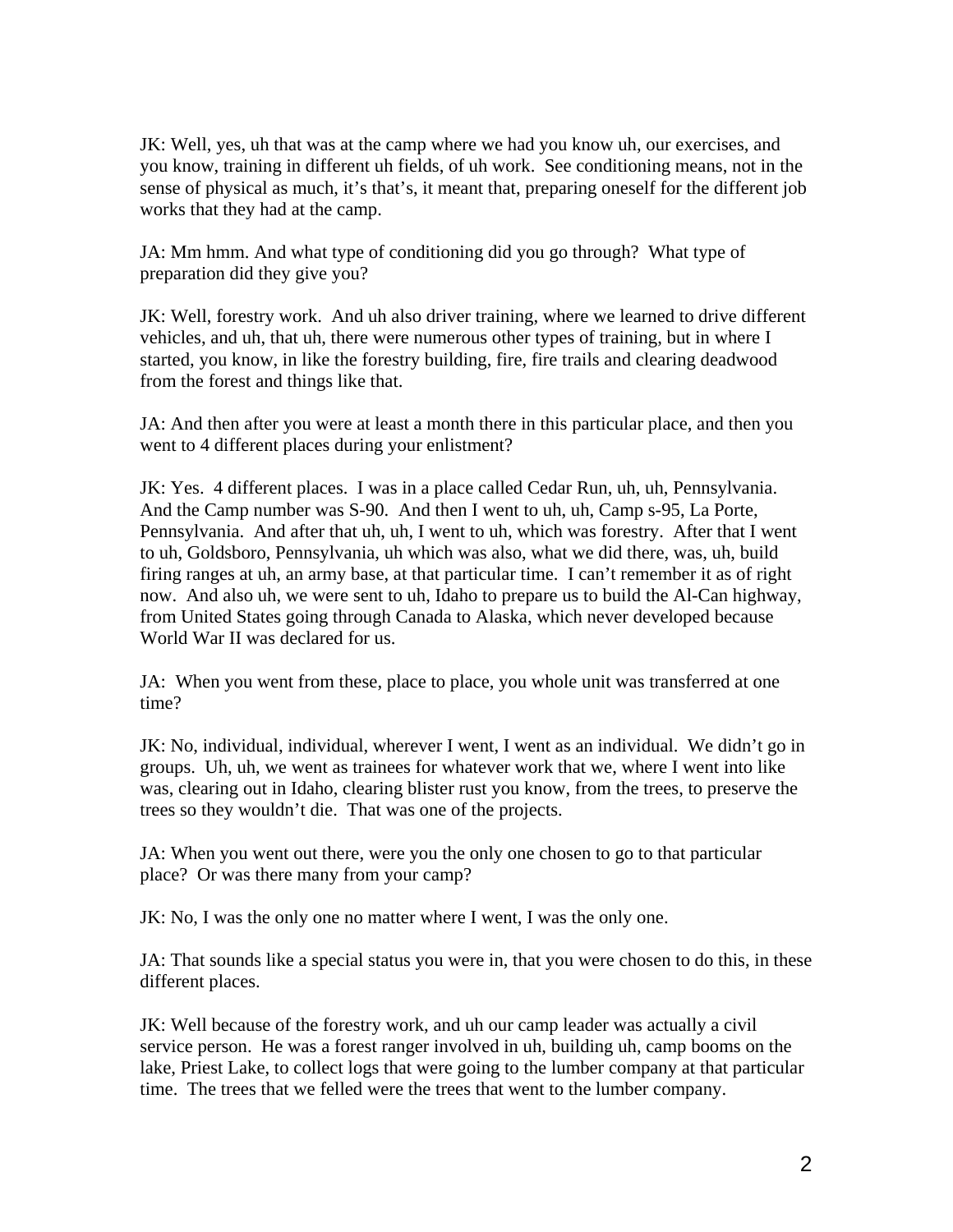JK: Well, yes, uh that was at the camp where we had you know uh, our exercises, and you know, training in different uh fields, of uh work. See conditioning means, not in the sense of physical as much, it's that's, it meant that, preparing oneself for the different job works that they had at the camp.

JA: Mm hmm. And what type of conditioning did you go through? What type of preparation did they give you?

JK: Well, forestry work. And uh also driver training, where we learned to drive different vehicles, and uh, that uh, there were numerous other types of training, but in where I started, you know, in like the forestry building, fire, fire trails and clearing deadwood from the forest and things like that.

JA: And then after you were at least a month there in this particular place, and then you went to 4 different places during your enlistment?

JK: Yes. 4 different places. I was in a place called Cedar Run, uh, uh, Pennsylvania. And the Camp number was S-90. And then I went to uh, uh, Camp s-95, La Porte, Pennsylvania. And after that uh, uh, I went to uh, which was forestry. After that I went to uh, Goldsboro, Pennsylvania, uh which was also, what we did there, was, uh, build firing ranges at uh, an army base, at that particular time. I can't remember it as of right now. And also uh, we were sent to uh, Idaho to prepare us to build the Al-Can highway, from United States going through Canada to Alaska, which never developed because World War II was declared for us.

JA: When you went from these, place to place, you whole unit was transferred at one time?

JK: No, individual, individual, wherever I went, I went as an individual. We didn't go in groups. Uh, uh, we went as trainees for whatever work that we, where I went into like was, clearing out in Idaho, clearing blister rust you know, from the trees, to preserve the trees so they wouldn't die. That was one of the projects.

JA: When you went out there, were you the only one chosen to go to that particular place? Or was there many from your camp?

JK: No, I was the only one no matter where I went, I was the only one.

JA: That sounds like a special status you were in, that you were chosen to do this, in these different places.

JK: Well because of the forestry work, and uh our camp leader was actually a civil service person. He was a forest ranger involved in uh, building uh, camp booms on the lake, Priest Lake, to collect logs that were going to the lumber company at that particular time. The trees that we felled were the trees that went to the lumber company.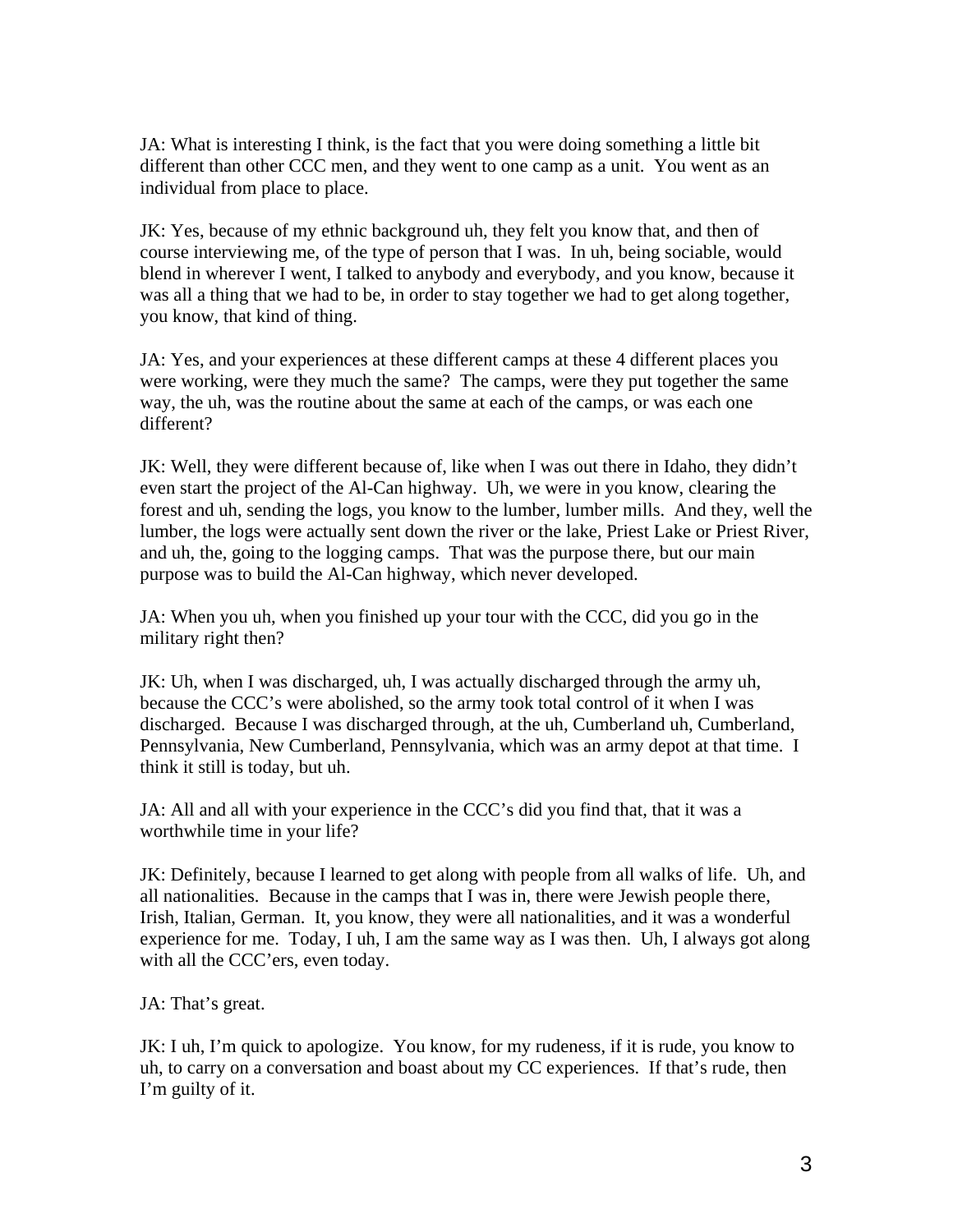JA: What is interesting I think, is the fact that you were doing something a little bit different than other CCC men, and they went to one camp as a unit. You went as an individual from place to place.

JK: Yes, because of my ethnic background uh, they felt you know that, and then of course interviewing me, of the type of person that I was. In uh, being sociable, would blend in wherever I went, I talked to anybody and everybody, and you know, because it was all a thing that we had to be, in order to stay together we had to get along together, you know, that kind of thing.

JA: Yes, and your experiences at these different camps at these 4 different places you were working, were they much the same? The camps, were they put together the same way, the uh, was the routine about the same at each of the camps, or was each one different?

JK: Well, they were different because of, like when I was out there in Idaho, they didn't even start the project of the Al-Can highway. Uh, we were in you know, clearing the forest and uh, sending the logs, you know to the lumber, lumber mills. And they, well the lumber, the logs were actually sent down the river or the lake, Priest Lake or Priest River, and uh, the, going to the logging camps. That was the purpose there, but our main purpose was to build the Al-Can highway, which never developed.

JA: When you uh, when you finished up your tour with the CCC, did you go in the military right then?

JK: Uh, when I was discharged, uh, I was actually discharged through the army uh, because the CCC's were abolished, so the army took total control of it when I was discharged. Because I was discharged through, at the uh, Cumberland uh, Cumberland, Pennsylvania, New Cumberland, Pennsylvania, which was an army depot at that time. I think it still is today, but uh.

JA: All and all with your experience in the CCC's did you find that, that it was a worthwhile time in your life?

JK: Definitely, because I learned to get along with people from all walks of life. Uh, and all nationalities. Because in the camps that I was in, there were Jewish people there, Irish, Italian, German. It, you know, they were all nationalities, and it was a wonderful experience for me. Today, I uh, I am the same way as I was then. Uh, I always got along with all the CCC'ers, even today.

JA: That's great.

JK: I uh, I'm quick to apologize. You know, for my rudeness, if it is rude, you know to uh, to carry on a conversation and boast about my CC experiences. If that's rude, then I'm guilty of it.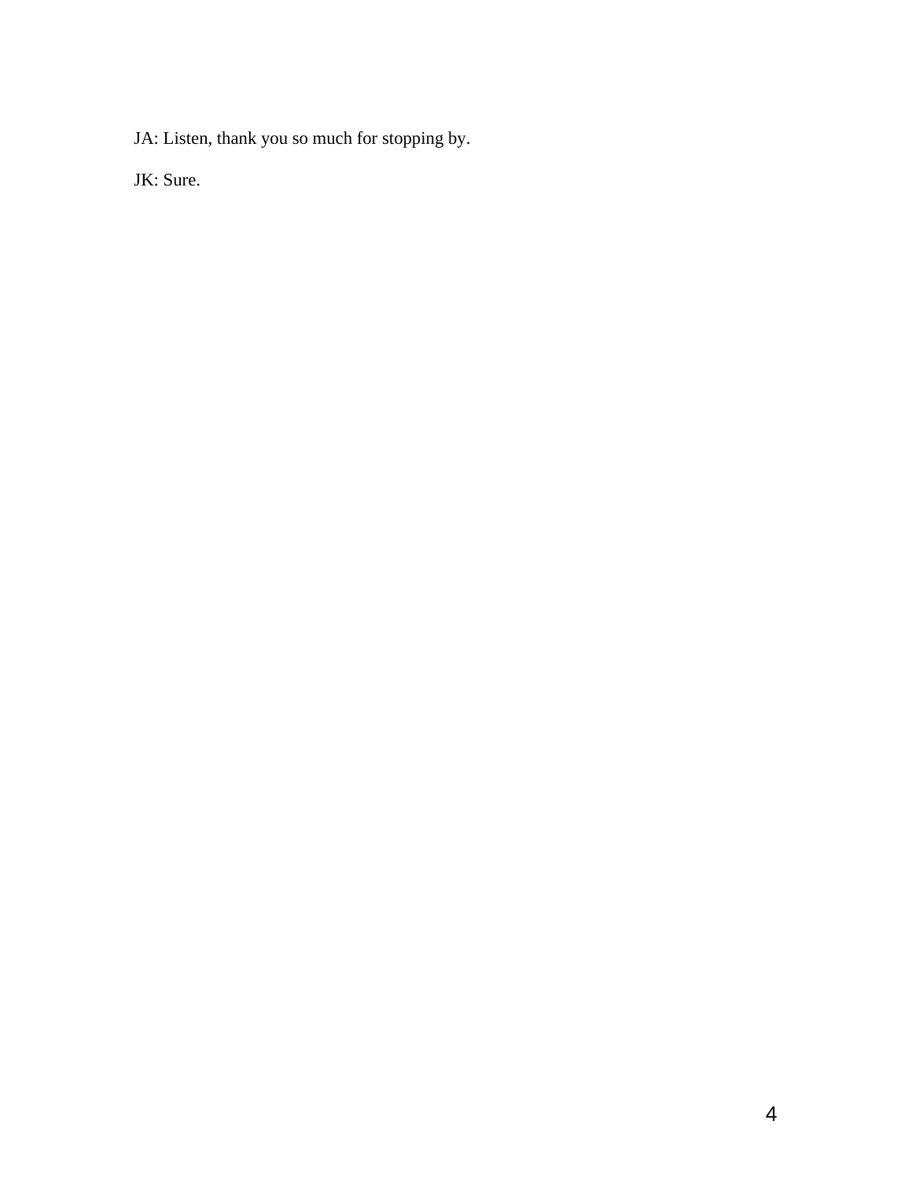JA: Listen, thank you so much for stopping by.

JK: Sure.